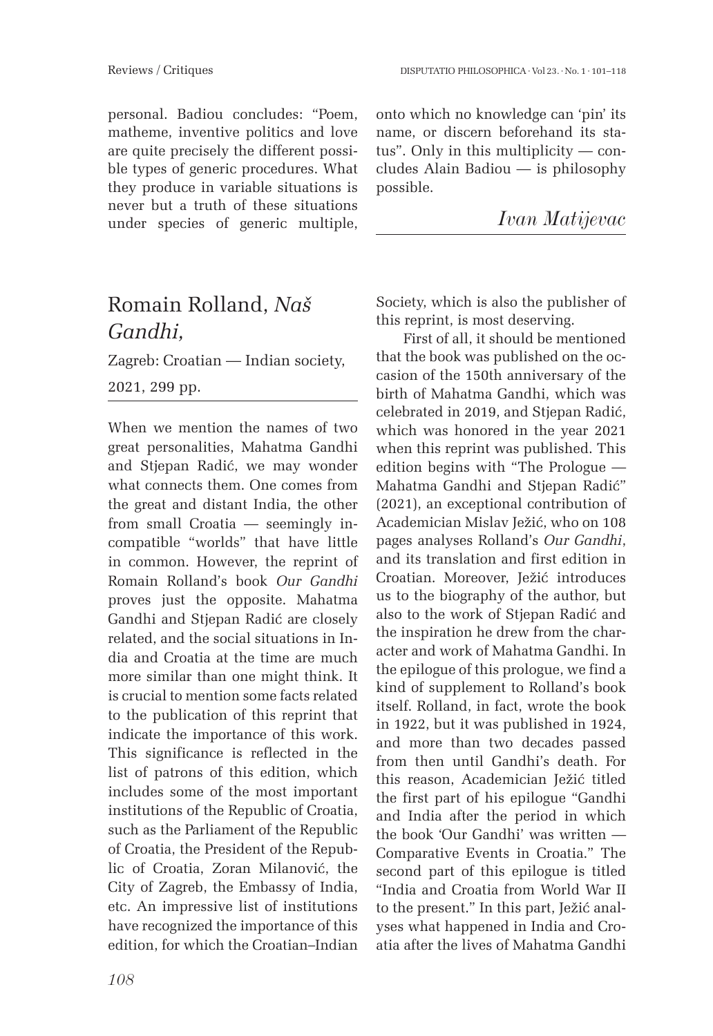personal. Badiou concludes: "Poem, matheme, inventive politics and love are quite precisely the different possible types of generic procedures. What they produce in variable situations is never but a truth of these situations under species of generic multiple, onto which no knowledge can 'pin' its name, or discern beforehand its status". Only in this multiplicity — concludes Alain Badiou — is philosophy possible.

*Ivan Matijevac*

## Romain Rolland, *Naš Gandhi,*

Zagreb: Croatian — Indian society, 2021, 299 pp.

When we mention the names of two great personalities, Mahatma Gandhi and Stjepan Radić, we may wonder what connects them. One comes from the great and distant India, the other from small Croatia — seemingly incompatible "worlds" that have little in common. However, the reprint of Romain Rolland's book *Our Gandhi* proves just the opposite. Mahatma Gandhi and Stjepan Radić are closely related, and the social situations in India and Croatia at the time are much more similar than one might think. It is crucial to mention some facts related to the publication of this reprint that indicate the importance of this work. This significance is reflected in the list of patrons of this edition, which includes some of the most important institutions of the Republic of Croatia, such as the Parliament of the Republic of Croatia, the President of the Republic of Croatia, Zoran Milanović, the City of Zagreb, the Embassy of India, etc. An impressive list of institutions have recognized the importance of this edition, for which the Croatian–Indian Society, which is also the publisher of this reprint, is most deserving.

First of all, it should be mentioned that the book was published on the occasion of the 150th anniversary of the birth of Mahatma Gandhi, which was celebrated in 2019, and Stjepan Radić, which was honored in the year 2021 when this reprint was published. This edition begins with "The Prologue — Mahatma Gandhi and Stjepan Radić" (2021), an exceptional contribution of Academician Mislav Ježić, who on 108 pages analyses Rolland's *Our Gandhi*, and its translation and first edition in Croatian. Moreover, Ježić introduces us to the biography of the author, but also to the work of Stjepan Radić and the inspiration he drew from the character and work of Mahatma Gandhi. In the epilogue of this prologue, we find a kind of supplement to Rolland's book itself. Rolland, in fact, wrote the book in 1922, but it was published in 1924, and more than two decades passed from then until Gandhi's death. For this reason, Academician Ježić titled the first part of his epilogue "Gandhi and India after the period in which the book 'Our Gandhi' was written — Comparative Events in Croatia." The second part of this epilogue is titled "India and Croatia from World War II to the present." In this part, Ježić analyses what happened in India and Croatia after the lives of Mahatma Gandhi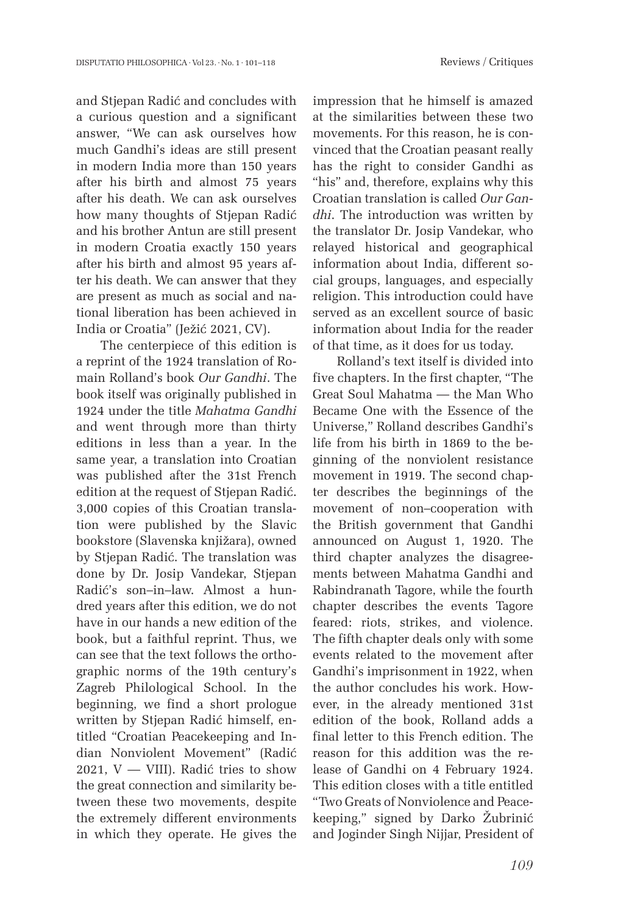and Stjepan Radić and concludes with a curious question and a significant answer, "We can ask ourselves how much Gandhi's ideas are still present in modern India more than 150 years after his birth and almost 75 years after his death. We can ask ourselves how many thoughts of Stjepan Radić and his brother Antun are still present in modern Croatia exactly 150 years after his birth and almost 95 years after his death. We can answer that they are present as much as social and national liberation has been achieved in India or Croatia" (Ježić 2021, CV).

The centerpiece of this edition is a reprint of the 1924 translation of Romain Rolland's book *Our Gandhi*. The book itself was originally published in 1924 under the title *Mahatma Gandhi* and went through more than thirty editions in less than a year. In the same year, a translation into Croatian was published after the 31st French edition at the request of Stjepan Radić. 3,000 copies of this Croatian translation were published by the Slavic bookstore (Slavenska knjižara), owned by Stjepan Radić. The translation was done by Dr. Josip Vandekar, Stjepan Radić's son–in–law. Almost a hundred years after this edition, we do not have in our hands a new edition of the book, but a faithful reprint. Thus, we can see that the text follows the orthographic norms of the 19th century's Zagreb Philological School. In the beginning, we find a short prologue written by Stjepan Radić himself, entitled "Croatian Peacekeeping and Indian Nonviolent Movement" (Radić 2021, V — VIII). Radić tries to show the great connection and similarity between these two movements, despite the extremely different environments in which they operate. He gives the impression that he himself is amazed at the similarities between these two movements. For this reason, he is convinced that the Croatian peasant really has the right to consider Gandhi as "his" and, therefore, explains why this Croatian translation is called *Our Gandhi*. The introduction was written by the translator Dr. Josip Vandekar, who relayed historical and geographical information about India, different social groups, languages, and especially religion. This introduction could have served as an excellent source of basic information about India for the reader of that time, as it does for us today.

Rolland's text itself is divided into five chapters. In the first chapter, "The Great Soul Mahatma — the Man Who Became One with the Essence of the Universe," Rolland describes Gandhi's life from his birth in 1869 to the beginning of the nonviolent resistance movement in 1919. The second chapter describes the beginnings of the movement of non–cooperation with the British government that Gandhi announced on August 1, 1920. The third chapter analyzes the disagreements between Mahatma Gandhi and Rabindranath Tagore, while the fourth chapter describes the events Tagore feared: riots, strikes, and violence. The fifth chapter deals only with some events related to the movement after Gandhi's imprisonment in 1922, when the author concludes his work. However, in the already mentioned 31st edition of the book, Rolland adds a final letter to this French edition. The reason for this addition was the release of Gandhi on 4 February 1924. This edition closes with a title entitled "Two Greats of Nonviolence and Peacekeeping," signed by Darko Žubrinić and Joginder Singh Nijjar, President of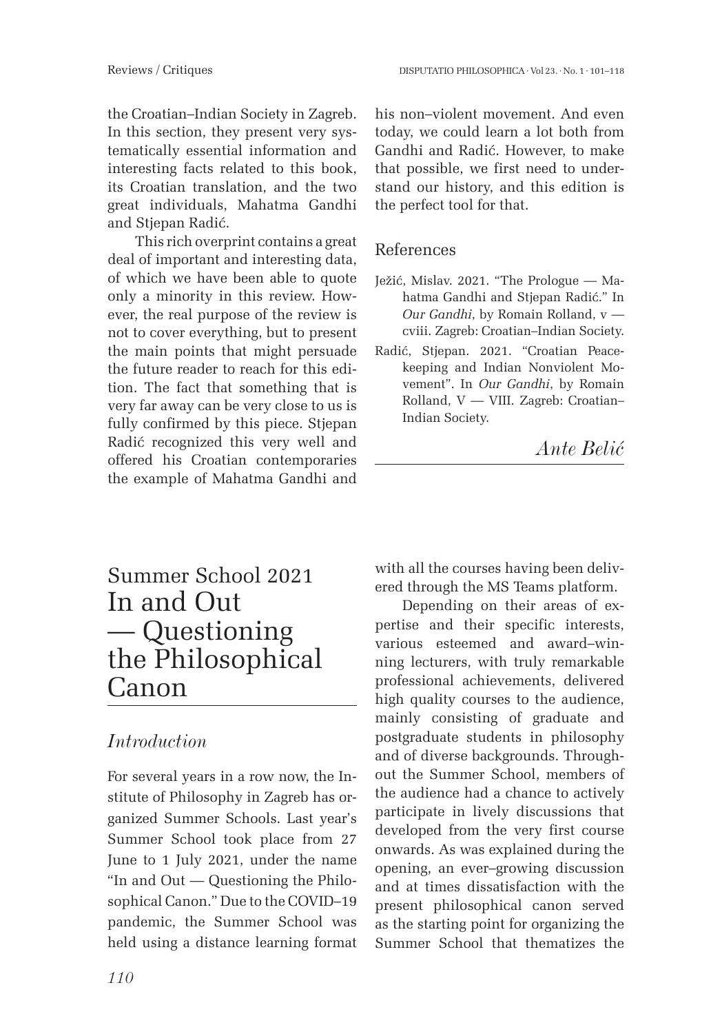the Croatian–Indian Society in Zagreb. In this section, they present very systematically essential information and interesting facts related to this book, its Croatian translation, and the two great individuals, Mahatma Gandhi and Stjepan Radić.

This rich overprint contains a great deal of important and interesting data, of which we have been able to quote only a minority in this review. However, the real purpose of the review is not to cover everything, but to present the main points that might persuade the future reader to reach for this edition. The fact that something that is very far away can be very close to us is fully confirmed by this piece. Stjepan Radić recognized this very well and offered his Croatian contemporaries the example of Mahatma Gandhi and his non–violent movement. And even today, we could learn a lot both from Gandhi and Radić. However, to make that possible, we first need to understand our history, and this edition is the perfect tool for that.

## References

Ježić, Mislav. 2021. "The Prologue — Mahatma Gandhi and Stjepan Radić." In *Our Gandhi*, by Romain Rolland, v — cviii. Zagreb: Croatian–Indian Society.

Radić, Stjepan. 2021. "Croatian Peacekeeping and Indian Nonviolent Movement". In *Our Gandhi*, by Romain Rolland, V — VIII. Zagreb: Croatian–Indian Society.

*Ante Belić*

# Summer School 2021
# In and Out — Questioning the Philosophical Canon

## *Introduction*

For several years in a row now, the Institute of Philosophy in Zagreb has organized Summer Schools. Last year's Summer School took place from 27 June to 1 July 2021, under the name "In and Out — Questioning the Philosophical Canon." Due to the COVID–19 pandemic, the Summer School was held using a distance learning format with all the courses having been delivered through the MS Teams platform.

Depending on their areas of expertise and their specific interests, various esteemed and award–winning lecturers, with truly remarkable professional achievements, delivered high quality courses to the audience, mainly consisting of graduate and postgraduate students in philosophy and of diverse backgrounds. Throughout the Summer School, members of the audience had a chance to actively participate in lively discussions that developed from the very first course onwards. As was explained during the opening, an ever–growing discussion and at times dissatisfaction with the present philosophical canon served as the starting point for organizing the Summer School that thematizes the